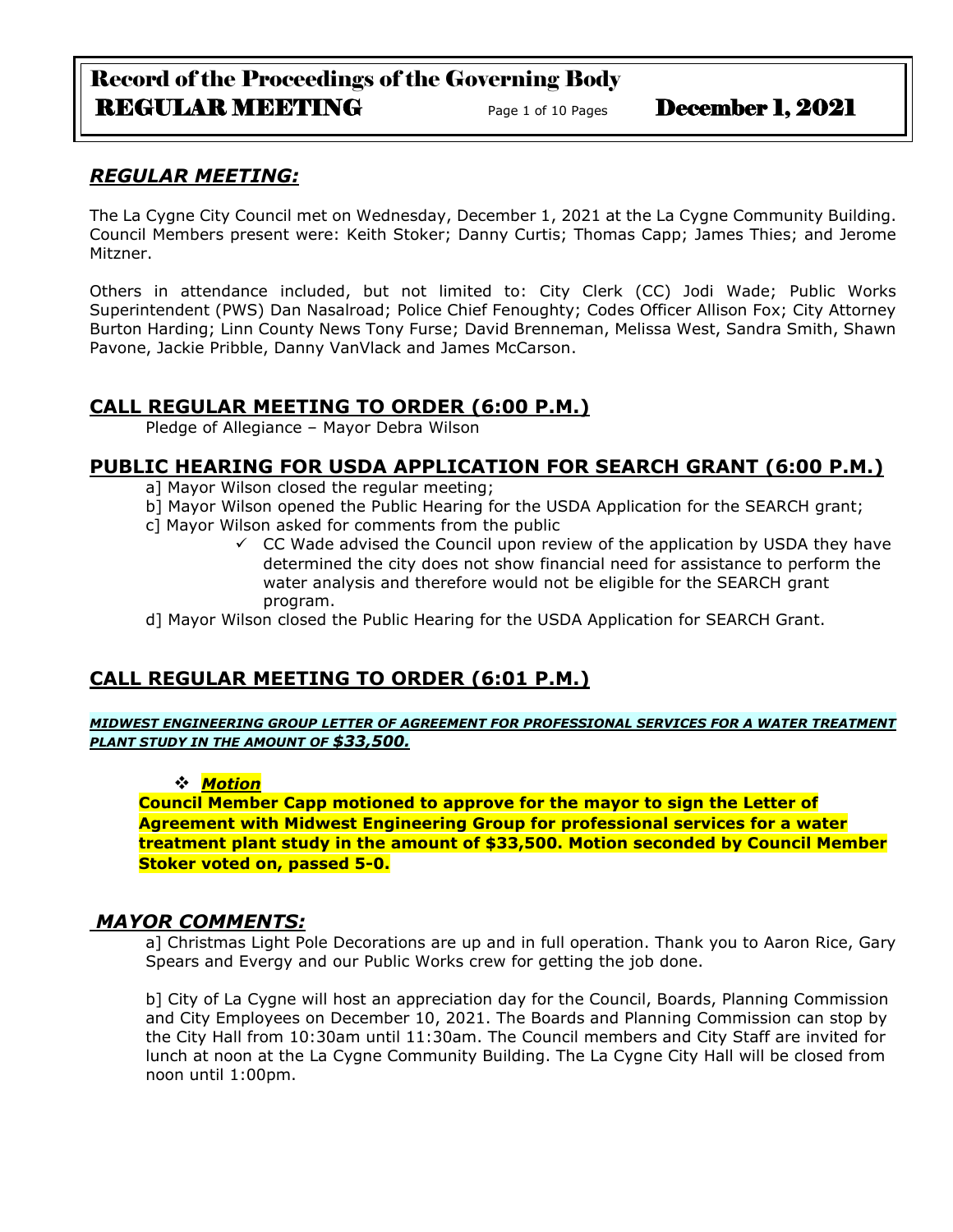## *REGULAR MEETING:*

The La Cygne City Council met on Wednesday, December 1, 2021 at the La Cygne Community Building. Council Members present were: Keith Stoker; Danny Curtis; Thomas Capp; James Thies; and Jerome Mitzner.

Others in attendance included, but not limited to: City Clerk (CC) Jodi Wade; Public Works Superintendent (PWS) Dan Nasalroad; Police Chief Fenoughty; Codes Officer Allison Fox; City Attorney Burton Harding; Linn County News Tony Furse; David Brenneman, Melissa West, Sandra Smith, Shawn Pavone, Jackie Pribble, Danny VanVlack and James McCarson.

## **CALL REGULAR MEETING TO ORDER (6:00 P.M.)**

Pledge of Allegiance – Mayor Debra Wilson

## **PUBLIC HEARING FOR USDA APPLICATION FOR SEARCH GRANT (6:00 P.M.)**

a] Mayor Wilson closed the regular meeting;

b] Mayor Wilson opened the Public Hearing for the USDA Application for the SEARCH grant;

c] Mayor Wilson asked for comments from the public

- ✓ CC Wade advised the Council upon review of the application by USDA they have determined the city does not show financial need for assistance to perform the water analysis and therefore would not be eligible for the SEARCH grant program.

d] Mayor Wilson closed the Public Hearing for the USDA Application for SEARCH Grant.

## **CALL REGULAR MEETING TO ORDER (6:01 P.M.)**

***MIDWEST ENGINEERING GROUP LETTER OF AGREEMENT FOR PROFESSIONAL SERVICES FOR A WATER TREATMENT PLANT STUDY IN THE AMOUNT OF $33,500.***

- ***Motion***

**Council Member Capp motioned to approve for the mayor to sign the Letter of Agreement with Midwest Engineering Group for professional services for a water treatment plant study in the amount of $33,500. Motion seconded by Council Member Stoker voted on, passed 5-0.**

## *MAYOR COMMENTS:*

a] Christmas Light Pole Decorations are up and in full operation. Thank you to Aaron Rice, Gary Spears and Evergy and our Public Works crew for getting the job done.

b] City of La Cygne will host an appreciation day for the Council, Boards, Planning Commission and City Employees on December 10, 2021. The Boards and Planning Commission can stop by the City Hall from 10:30am until 11:30am. The Council members and City Staff are invited for lunch at noon at the La Cygne Community Building. The La Cygne City Hall will be closed from noon until 1:00pm.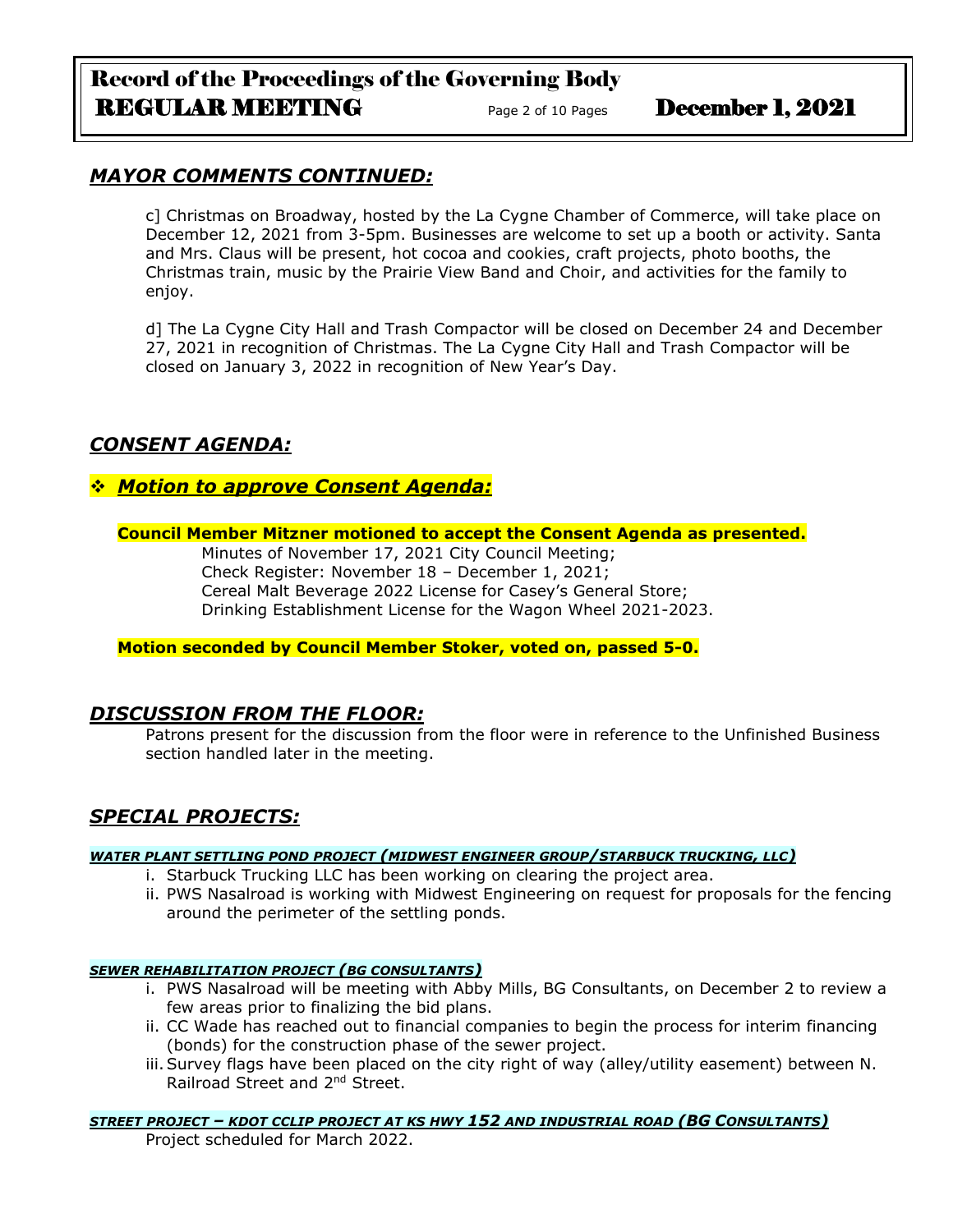## *MAYOR COMMENTS CONTINUED:*

c] Christmas on Broadway, hosted by the La Cygne Chamber of Commerce, will take place on December 12, 2021 from 3-5pm. Businesses are welcome to set up a booth or activity. Santa and Mrs. Claus will be present, hot cocoa and cookies, craft projects, photo booths, the Christmas train, music by the Prairie View Band and Choir, and activities for the family to enjoy.

d] The La Cygne City Hall and Trash Compactor will be closed on December 24 and December 27, 2021 in recognition of Christmas. The La Cygne City Hall and Trash Compactor will be closed on January 3, 2022 in recognition of New Year's Day.

## *CONSENT AGENDA:*

### ❖ *Motion to approve Consent Agenda:*

**Council Member Mitzner motioned to accept the Consent Agenda as presented.**

Minutes of November 17, 2021 City Council Meeting;
Check Register: November 18 – December 1, 2021;
Cereal Malt Beverage 2022 License for Casey's General Store;
Drinking Establishment License for the Wagon Wheel 2021-2023.

**Motion seconded by Council Member Stoker, voted on, passed 5-0.**

## *DISCUSSION FROM THE FLOOR:*

Patrons present for the discussion from the floor were in reference to the Unfinished Business section handled later in the meeting.

## *SPECIAL PROJECTS:*

***WATER PLANT SETTLING POND PROJECT (MIDWEST ENGINEER GROUP/STARBUCK TRUCKING, LLC)***

i. Starbuck Trucking LLC has been working on clearing the project area.
ii. PWS Nasalroad is working with Midwest Engineering on request for proposals for the fencing around the perimeter of the settling ponds.

***SEWER REHABILITATION PROJECT (BG CONSULTANTS)***

i. PWS Nasalroad will be meeting with Abby Mills, BG Consultants, on December 2 to review a few areas prior to finalizing the bid plans.
ii. CC Wade has reached out to financial companies to begin the process for interim financing (bonds) for the construction phase of the sewer project.
iii. Survey flags have been placed on the city right of way (alley/utility easement) between N. Railroad Street and 2nd Street.

***STREET PROJECT – KDOT CCLIP PROJECT AT KS HWY 152 AND INDUSTRIAL ROAD (BG CONSULTANTS)***

Project scheduled for March 2022.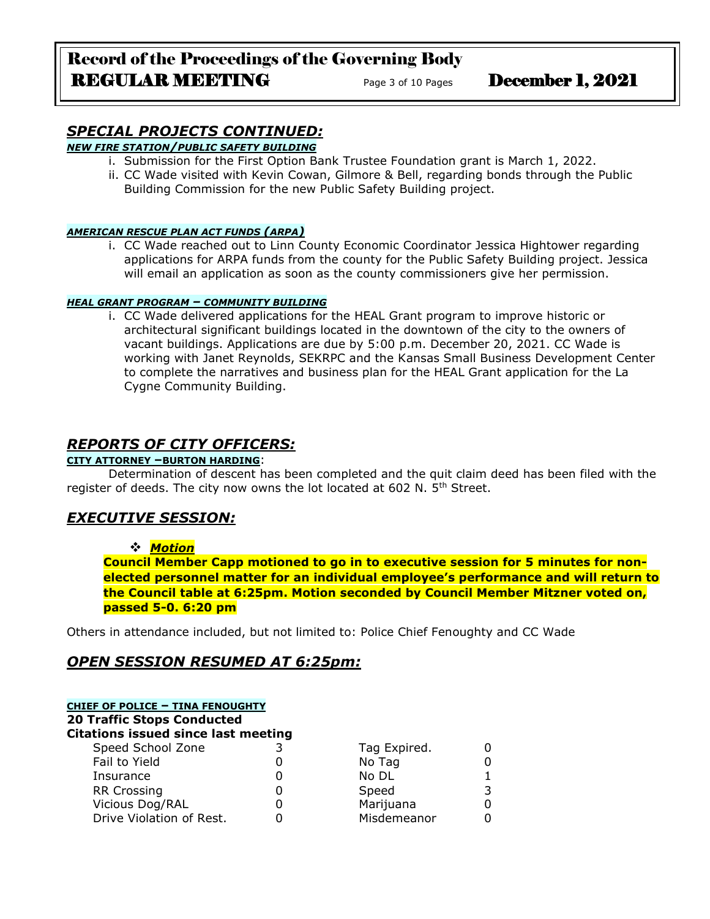## *SPECIAL PROJECTS CONTINUED:*

***NEW FIRE STATION/PUBLIC SAFETY BUILDING***

i. Submission for the First Option Bank Trustee Foundation grant is March 1, 2022.
ii. CC Wade visited with Kevin Cowan, Gilmore & Bell, regarding bonds through the Public Building Commission for the new Public Safety Building project.

***AMERICAN RESCUE PLAN ACT FUNDS (ARPA)***

i. CC Wade reached out to Linn County Economic Coordinator Jessica Hightower regarding applications for ARPA funds from the county for the Public Safety Building project. Jessica will email an application as soon as the county commissioners give her permission.

***HEAL GRANT PROGRAM – COMMUNITY BUILDING***

i. CC Wade delivered applications for the HEAL Grant program to improve historic or architectural significant buildings located in the downtown of the city to the owners of vacant buildings. Applications are due by 5:00 p.m. December 20, 2021. CC Wade is working with Janet Reynolds, SEKRPC and the Kansas Small Business Development Center to complete the narratives and business plan for the HEAL Grant application for the La Cygne Community Building.

## *REPORTS OF CITY OFFICERS:*

**CITY ATTORNEY –BURTON HARDING**:

Determination of descent has been completed and the quit claim deed has been filed with the register of deeds. The city now owns the lot located at 602 N. 5th Street.

## *EXECUTIVE SESSION:*

- ***Motion***

**Council Member Capp motioned to go in to executive session for 5 minutes for non-elected personnel matter for an individual employee's performance and will return to the Council table at 6:25pm. Motion seconded by Council Member Mitzner voted on, passed 5-0. 6:20 pm**

Others in attendance included, but not limited to: Police Chief Fenoughty and CC Wade

## *OPEN SESSION RESUMED AT 6:25pm:*

**CHIEF OF POLICE – TINA FENOUGHTY**

**20 Traffic Stops Conducted**

**Citations issued since last meeting**

| | | | |
|---|---|---|---|
| Speed School Zone | 3 | Tag Expired. | 0 |
| Fail to Yield | 0 | No Tag | 0 |
| Insurance | 0 | No DL | 1 |
| RR Crossing | 0 | Speed | 3 |
| Vicious Dog/RAL | 0 | Marijuana | 0 |
| Drive Violation of Rest. | 0 | Misdemeanor | 0 |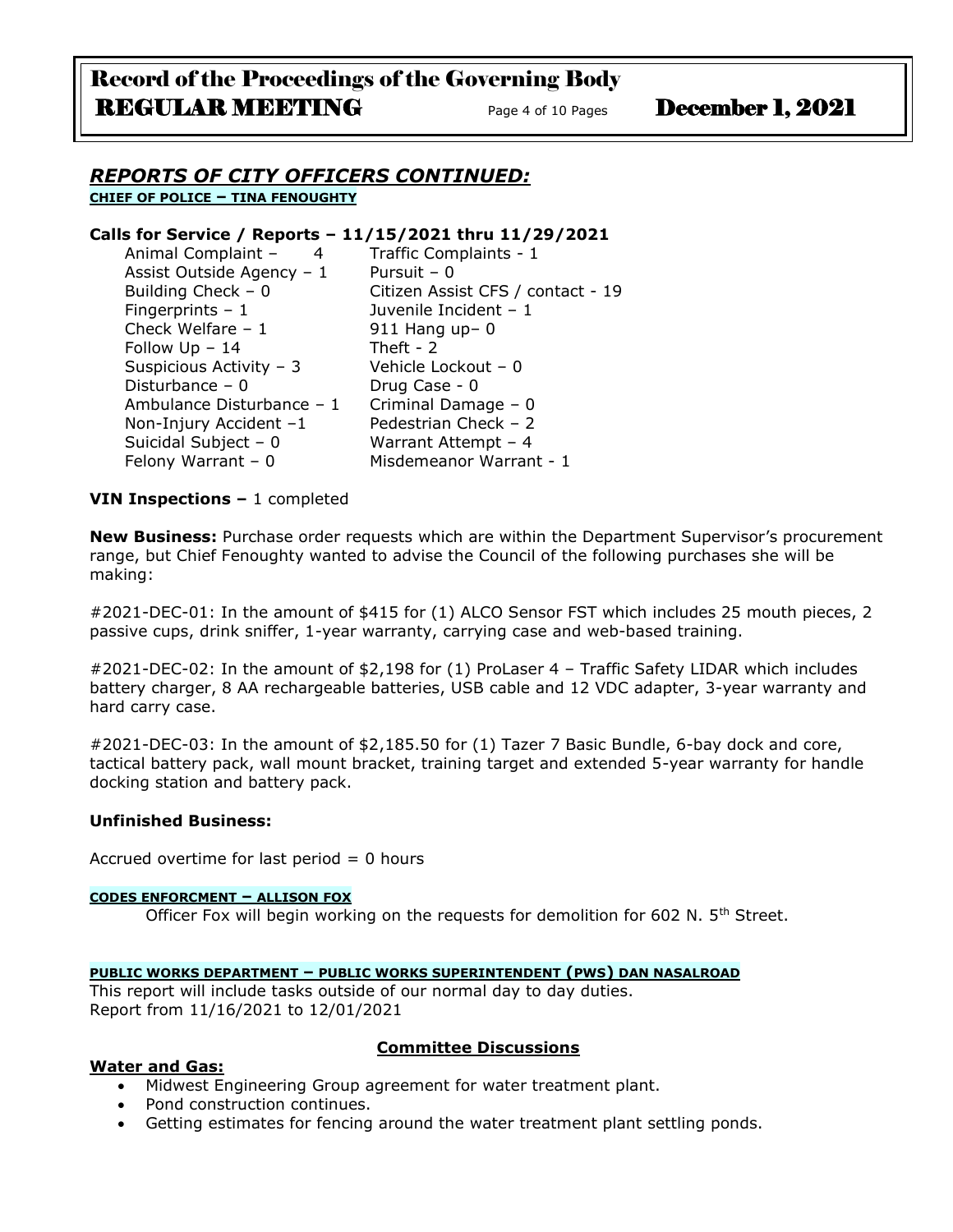## *REPORTS OF CITY OFFICERS CONTINUED:*

**CHIEF OF POLICE – TINA FENOUGHTY**

**Calls for Service / Reports – 11/15/2021 thru 11/29/2021**

| | |
|---|---|
| Animal Complaint – 4 | Traffic Complaints - 1 |
| Assist Outside Agency – 1 | Pursuit – 0 |
| Building Check – 0 | Citizen Assist CFS / contact - 19 |
| Fingerprints – 1 | Juvenile Incident – 1 |
| Check Welfare – 1 | 911 Hang up– 0 |
| Follow Up – 14 | Theft - 2 |
| Suspicious Activity – 3 | Vehicle Lockout – 0 |
| Disturbance – 0 | Drug Case - 0 |
| Ambulance Disturbance – 1 | Criminal Damage – 0 |
| Non-Injury Accident –1 | Pedestrian Check – 2 |
| Suicidal Subject – 0 | Warrant Attempt – 4 |
| Felony Warrant – 0 | Misdemeanor Warrant - 1 |

**VIN Inspections –** 1 completed

**New Business:** Purchase order requests which are within the Department Supervisor's procurement range, but Chief Fenoughty wanted to advise the Council of the following purchases she will be making:

#2021-DEC-01: In the amount of $415 for (1) ALCO Sensor FST which includes 25 mouth pieces, 2 passive cups, drink sniffer, 1-year warranty, carrying case and web-based training.

#2021-DEC-02: In the amount of $2,198 for (1) ProLaser 4 – Traffic Safety LIDAR which includes battery charger, 8 AA rechargeable batteries, USB cable and 12 VDC adapter, 3-year warranty and hard carry case.

#2021-DEC-03: In the amount of $2,185.50 for (1) Tazer 7 Basic Bundle, 6-bay dock and core, tactical battery pack, wall mount bracket, training target and extended 5-year warranty for handle docking station and battery pack.

**Unfinished Business:**

Accrued overtime for last period = 0 hours

**CODES ENFORCMENT – ALLISON FOX**

Officer Fox will begin working on the requests for demolition for 602 N. 5th Street.

**PUBLIC WORKS DEPARTMENT – PUBLIC WORKS SUPERINTENDENT (PWS) DAN NASALROAD**

This report will include tasks outside of our normal day to day duties.
Report from 11/16/2021 to 12/01/2021

**Committee Discussions**

**Water and Gas:**

- Midwest Engineering Group agreement for water treatment plant.
- Pond construction continues.
- Getting estimates for fencing around the water treatment plant settling ponds.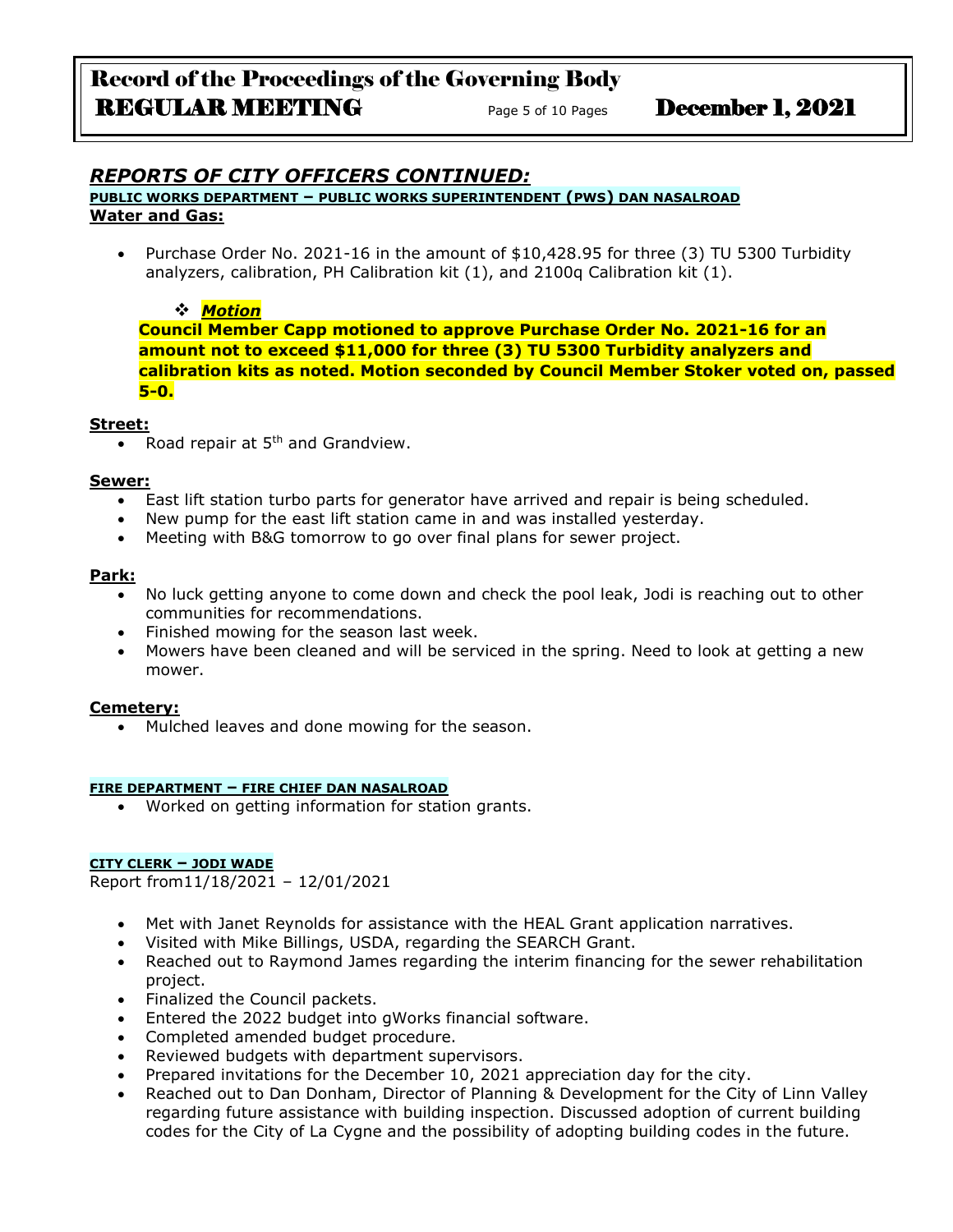## *REPORTS OF CITY OFFICERS CONTINUED:*

**PUBLIC WORKS DEPARTMENT – PUBLIC WORKS SUPERINTENDENT (PWS) DAN NASALROAD**

**Water and Gas:**

- Purchase Order No. 2021-16 in the amount of $10,428.95 for three (3) TU 5300 Turbidity analyzers, calibration, PH Calibration kit (1), and 2100q Calibration kit (1).

  - ***Motion***

  **Council Member Capp motioned to approve Purchase Order No. 2021-16 for an amount not to exceed $11,000 for three (3) TU 5300 Turbidity analyzers and calibration kits as noted. Motion seconded by Council Member Stoker voted on, passed 5-0.**

**Street:**

- Road repair at 5th and Grandview.

**Sewer:**

- East lift station turbo parts for generator have arrived and repair is being scheduled.
- New pump for the east lift station came in and was installed yesterday.
- Meeting with B&G tomorrow to go over final plans for sewer project.

**Park:**

- No luck getting anyone to come down and check the pool leak, Jodi is reaching out to other communities for recommendations.
- Finished mowing for the season last week.
- Mowers have been cleaned and will be serviced in the spring. Need to look at getting a new mower.

**Cemetery:**

- Mulched leaves and done mowing for the season.

**FIRE DEPARTMENT – FIRE CHIEF DAN NASALROAD**

- Worked on getting information for station grants.

**CITY CLERK – JODI WADE**

Report from11/18/2021 – 12/01/2021

- Met with Janet Reynolds for assistance with the HEAL Grant application narratives.
- Visited with Mike Billings, USDA, regarding the SEARCH Grant.
- Reached out to Raymond James regarding the interim financing for the sewer rehabilitation project.
- Finalized the Council packets.
- Entered the 2022 budget into gWorks financial software.
- Completed amended budget procedure.
- Reviewed budgets with department supervisors.
- Prepared invitations for the December 10, 2021 appreciation day for the city.
- Reached out to Dan Donham, Director of Planning & Development for the City of Linn Valley regarding future assistance with building inspection. Discussed adoption of current building codes for the City of La Cygne and the possibility of adopting building codes in the future.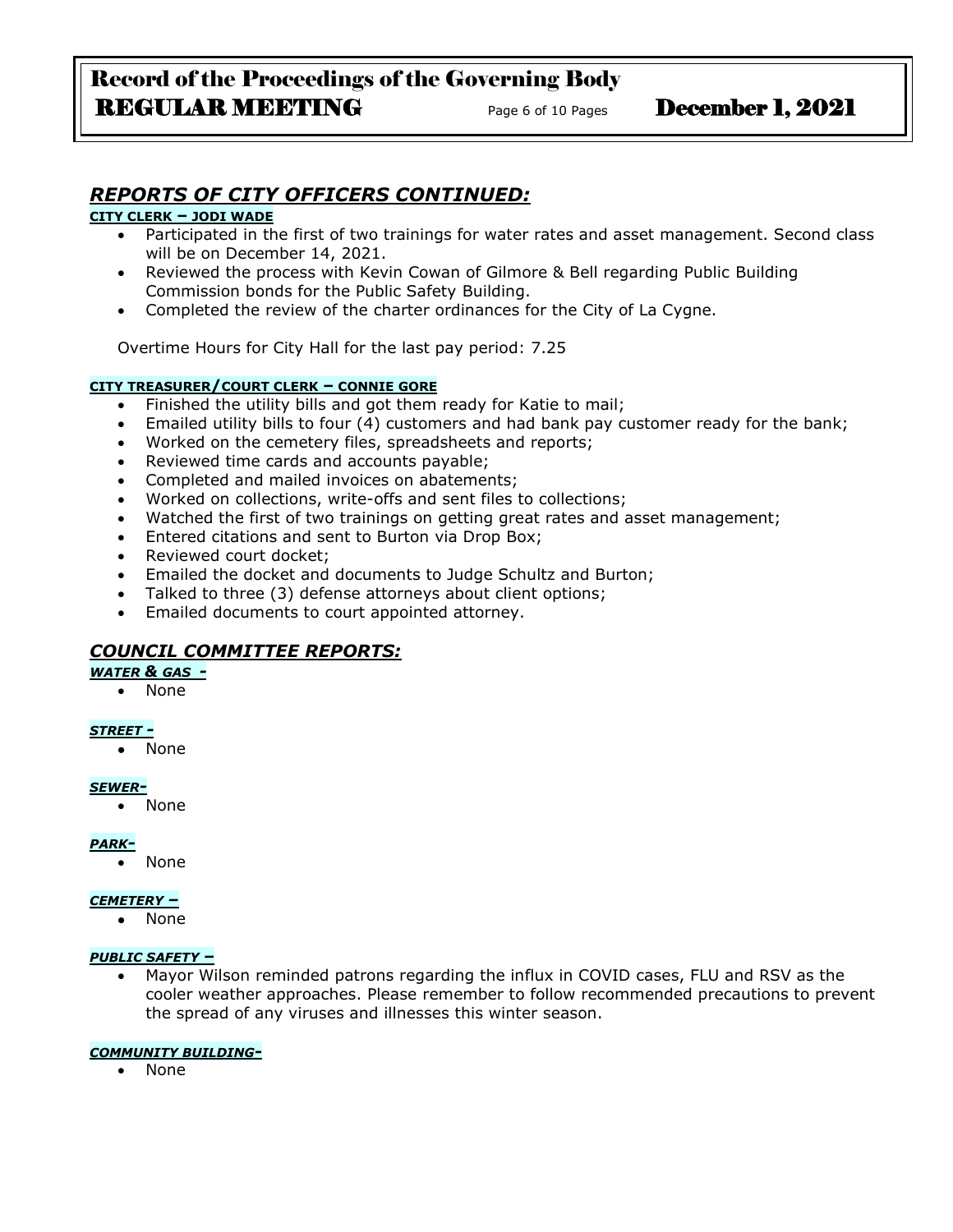## *REPORTS OF CITY OFFICERS CONTINUED:*

**CITY CLERK – JODI WADE**

- Participated in the first of two trainings for water rates and asset management. Second class will be on December 14, 2021.
- Reviewed the process with Kevin Cowan of Gilmore & Bell regarding Public Building Commission bonds for the Public Safety Building.
- Completed the review of the charter ordinances for the City of La Cygne.

Overtime Hours for City Hall for the last pay period: 7.25

**CITY TREASURER/COURT CLERK – CONNIE GORE**

- Finished the utility bills and got them ready for Katie to mail;
- Emailed utility bills to four (4) customers and had bank pay customer ready for the bank;
- Worked on the cemetery files, spreadsheets and reports;
- Reviewed time cards and accounts payable;
- Completed and mailed invoices on abatements;
- Worked on collections, write-offs and sent files to collections;
- Watched the first of two trainings on getting great rates and asset management;
- Entered citations and sent to Burton via Drop Box;
- Reviewed court docket;
- Emailed the docket and documents to Judge Schultz and Burton;
- Talked to three (3) defense attorneys about client options;
- Emailed documents to court appointed attorney.

## *COUNCIL COMMITTEE REPORTS:*

***WATER & GAS -***

- None

***STREET -***

- None

***SEWER-***

- None

***PARK-***

- None

***CEMETERY –***

- None

***PUBLIC SAFETY –***

- Mayor Wilson reminded patrons regarding the influx in COVID cases, FLU and RSV as the cooler weather approaches. Please remember to follow recommended precautions to prevent the spread of any viruses and illnesses this winter season.

***COMMUNITY BUILDING-***

- None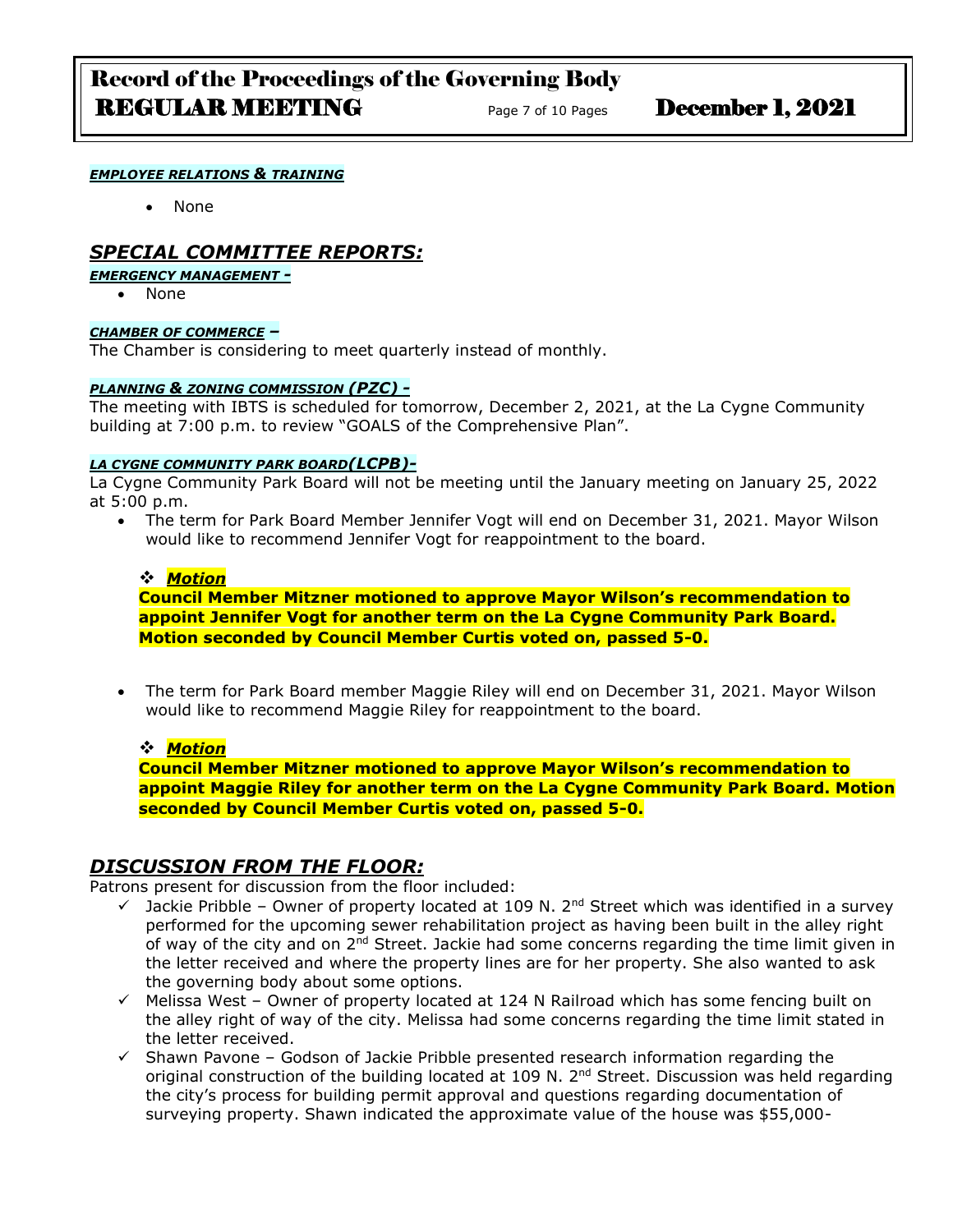#### *EMPLOYEE RELATIONS & TRAINING*

- None

## *SPECIAL COMMITTEE REPORTS:*

#### *EMERGENCY MANAGEMENT -*

- None

#### *CHAMBER OF COMMERCE –*

The Chamber is considering to meet quarterly instead of monthly.

#### *PLANNING & ZONING COMMISSION (PZC) -*

The meeting with IBTS is scheduled for tomorrow, December 2, 2021, at the La Cygne Community building at 7:00 p.m. to review "GOALS of the Comprehensive Plan".

#### *LA CYGNE COMMUNITY PARK BOARD(LCPB)-*

La Cygne Community Park Board will not be meeting until the January meeting on January 25, 2022 at 5:00 p.m.

- The term for Park Board Member Jennifer Vogt will end on December 31, 2021. Mayor Wilson would like to recommend Jennifer Vogt for reappointment to the board.

  ❖ ***Motion***

  **Council Member Mitzner motioned to approve Mayor Wilson's recommendation to appoint Jennifer Vogt for another term on the La Cygne Community Park Board. Motion seconded by Council Member Curtis voted on, passed 5-0.**

- The term for Park Board member Maggie Riley will end on December 31, 2021. Mayor Wilson would like to recommend Maggie Riley for reappointment to the board.

  ❖ ***Motion***

  **Council Member Mitzner motioned to approve Mayor Wilson's recommendation to appoint Maggie Riley for another term on the La Cygne Community Park Board. Motion seconded by Council Member Curtis voted on, passed 5-0.**

## *DISCUSSION FROM THE FLOOR:*

Patrons present for discussion from the floor included:

- ✓ Jackie Pribble – Owner of property located at 109 N. 2nd Street which was identified in a survey performed for the upcoming sewer rehabilitation project as having been built in the alley right of way of the city and on 2nd Street. Jackie had some concerns regarding the time limit given in the letter received and where the property lines are for her property. She also wanted to ask the governing body about some options.
- ✓ Melissa West – Owner of property located at 124 N Railroad which has some fencing built on the alley right of way of the city. Melissa had some concerns regarding the time limit stated in the letter received.
- ✓ Shawn Pavone – Godson of Jackie Pribble presented research information regarding the original construction of the building located at 109 N. 2nd Street. Discussion was held regarding the city's process for building permit approval and questions regarding documentation of surveying property. Shawn indicated the approximate value of the house was $55,000-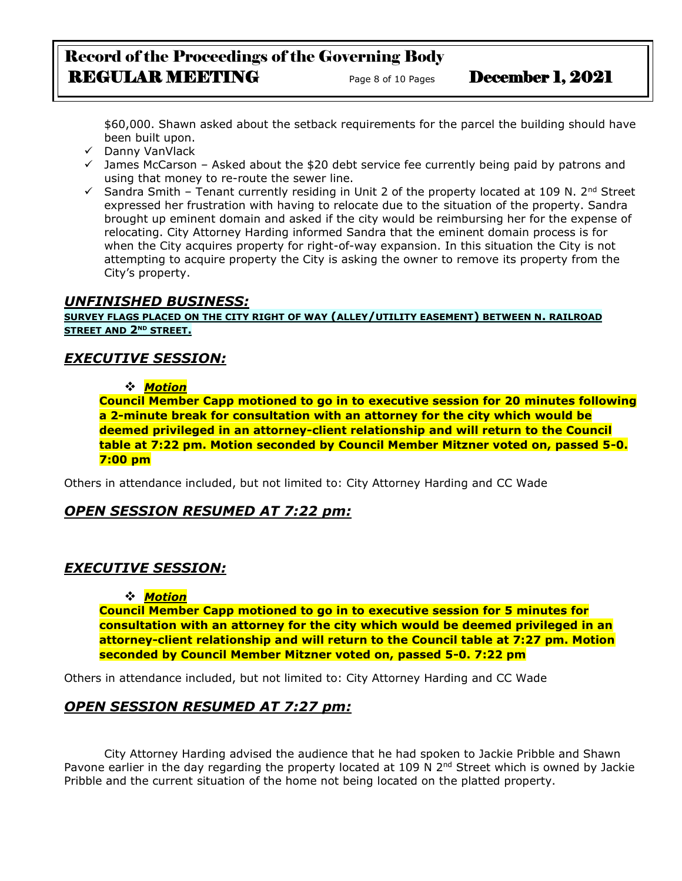$60,000. Shawn asked about the setback requirements for the parcel the building should have been built upon.

- ✓ Danny VanVlack
- ✓ James McCarson – Asked about the $20 debt service fee currently being paid by patrons and using that money to re-route the sewer line.
- ✓ Sandra Smith – Tenant currently residing in Unit 2 of the property located at 109 N. 2nd Street expressed her frustration with having to relocate due to the situation of the property. Sandra brought up eminent domain and asked if the city would be reimbursing her for the expense of relocating. City Attorney Harding informed Sandra that the eminent domain process is for when the City acquires property for right-of-way expansion. In this situation the City is not attempting to acquire property the City is asking the owner to remove its property from the City's property.

## *UNFINISHED BUSINESS:*

**SURVEY FLAGS PLACED ON THE CITY RIGHT OF WAY (ALLEY/UTILITY EASEMENT) BETWEEN N. RAILROAD STREET AND 2ND STREET.**

## *EXECUTIVE SESSION:*

❖ ***Motion***

**Council Member Capp motioned to go in to executive session for 20 minutes following a 2-minute break for consultation with an attorney for the city which would be deemed privileged in an attorney-client relationship and will return to the Council table at 7:22 pm. Motion seconded by Council Member Mitzner voted on, passed 5-0. 7:00 pm**

Others in attendance included, but not limited to: City Attorney Harding and CC Wade

## *OPEN SESSION RESUMED AT 7:22 pm:*

## *EXECUTIVE SESSION:*

❖ ***Motion***

**Council Member Capp motioned to go in to executive session for 5 minutes for consultation with an attorney for the city which would be deemed privileged in an attorney-client relationship and will return to the Council table at 7:27 pm. Motion seconded by Council Member Mitzner voted on, passed 5-0. 7:22 pm**

Others in attendance included, but not limited to: City Attorney Harding and CC Wade

## *OPEN SESSION RESUMED AT 7:27 pm:*

City Attorney Harding advised the audience that he had spoken to Jackie Pribble and Shawn Pavone earlier in the day regarding the property located at 109 N 2nd Street which is owned by Jackie Pribble and the current situation of the home not being located on the platted property.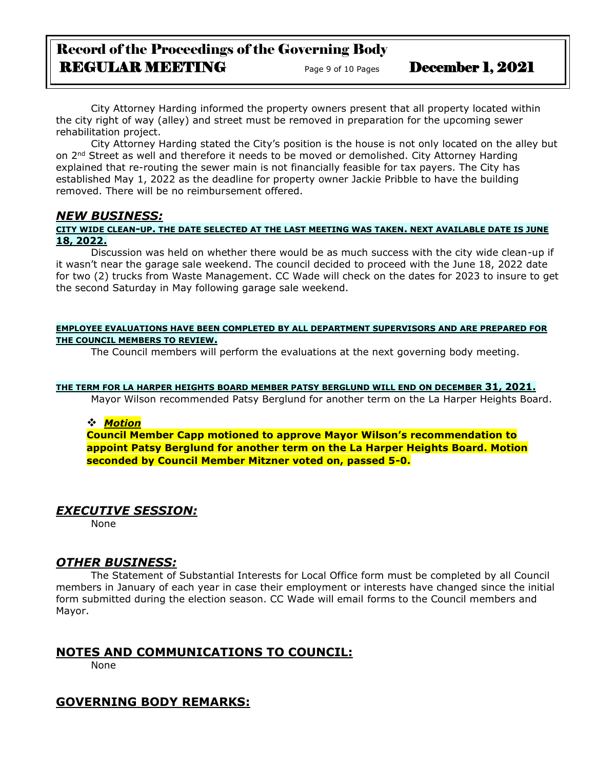City Attorney Harding informed the property owners present that all property located within the city right of way (alley) and street must be removed in preparation for the upcoming sewer rehabilitation project.

City Attorney Harding stated the City's position is the house is not only located on the alley but on 2nd Street as well and therefore it needs to be moved or demolished. City Attorney Harding explained that re-routing the sewer main is not financially feasible for tax payers. The City has established May 1, 2022 as the deadline for property owner Jackie Pribble to have the building removed. There will be no reimbursement offered.

## ***NEW BUSINESS:***

**CITY WIDE CLEAN-UP. THE DATE SELECTED AT THE LAST MEETING WAS TAKEN. NEXT AVAILABLE DATE IS JUNE 18, 2022.**

Discussion was held on whether there would be as much success with the city wide clean-up if it wasn't near the garage sale weekend. The council decided to proceed with the June 18, 2022 date for two (2) trucks from Waste Management. CC Wade will check on the dates for 2023 to insure to get the second Saturday in May following garage sale weekend.

**EMPLOYEE EVALUATIONS HAVE BEEN COMPLETED BY ALL DEPARTMENT SUPERVISORS AND ARE PREPARED FOR THE COUNCIL MEMBERS TO REVIEW.**

The Council members will perform the evaluations at the next governing body meeting.

**THE TERM FOR LA HARPER HEIGHTS BOARD MEMBER PATSY BERGLUND WILL END ON DECEMBER 31, 2021.**

Mayor Wilson recommended Patsy Berglund for another term on the La Harper Heights Board.

- ***Motion***

  **Council Member Capp motioned to approve Mayor Wilson's recommendation to appoint Patsy Berglund for another term on the La Harper Heights Board. Motion seconded by Council Member Mitzner voted on, passed 5-0.**

## ***EXECUTIVE SESSION:***

None

## ***OTHER BUSINESS:***

The Statement of Substantial Interests for Local Office form must be completed by all Council members in January of each year in case their employment or interests have changed since the initial form submitted during the election season. CC Wade will email forms to the Council members and Mayor.

## **NOTES AND COMMUNICATIONS TO COUNCIL:**

None

## **GOVERNING BODY REMARKS:**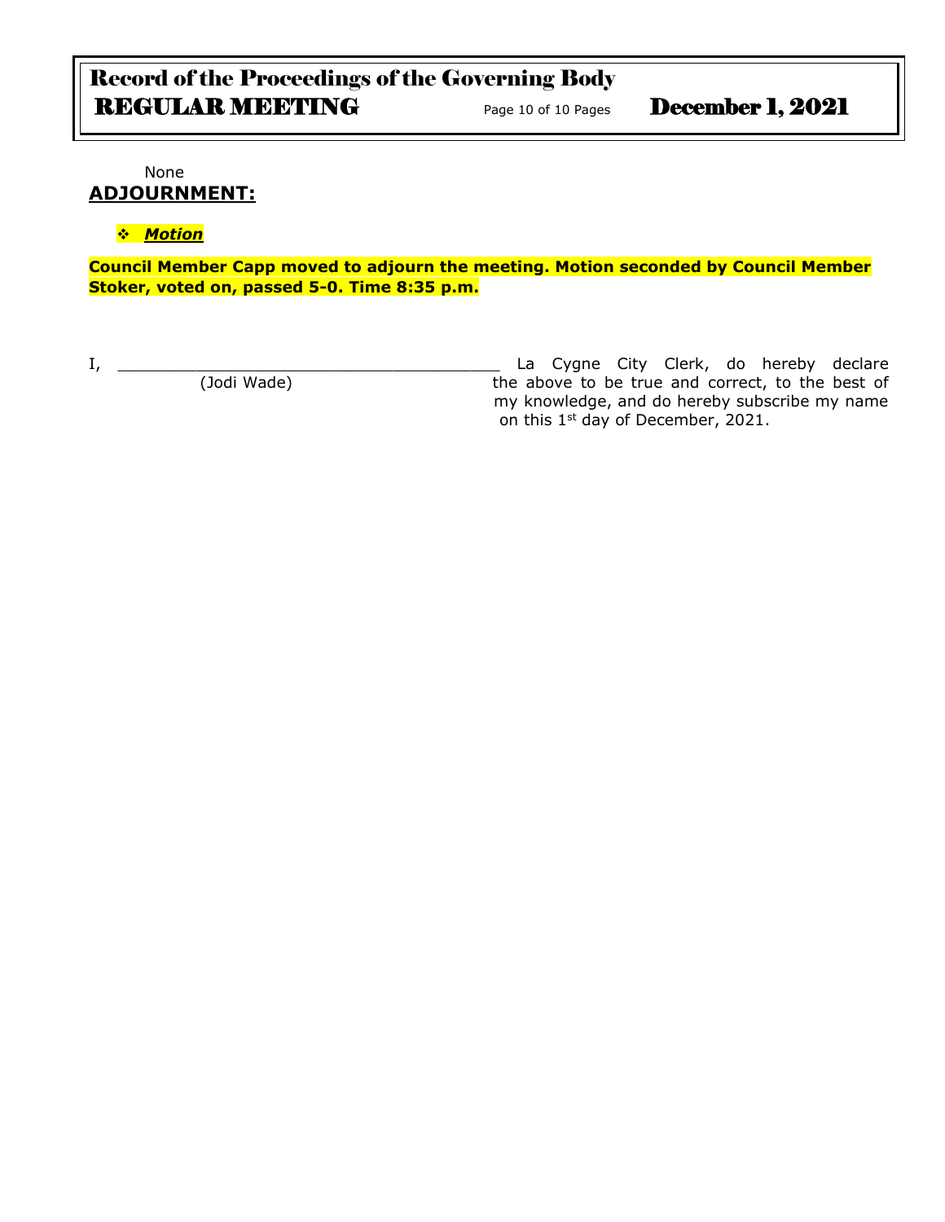None

## ADJOURNMENT:

- ***Motion***

**Council Member Capp moved to adjourn the meeting. Motion seconded by Council Member Stoker, voted on, passed 5-0. Time 8:35 p.m.**

I, ________________________________________ La Cygne City Clerk, do hereby declare the above to be true and correct, to the best of my knowledge, and do hereby subscribe my name on this 1st day of December, 2021.

(Jodi Wade)